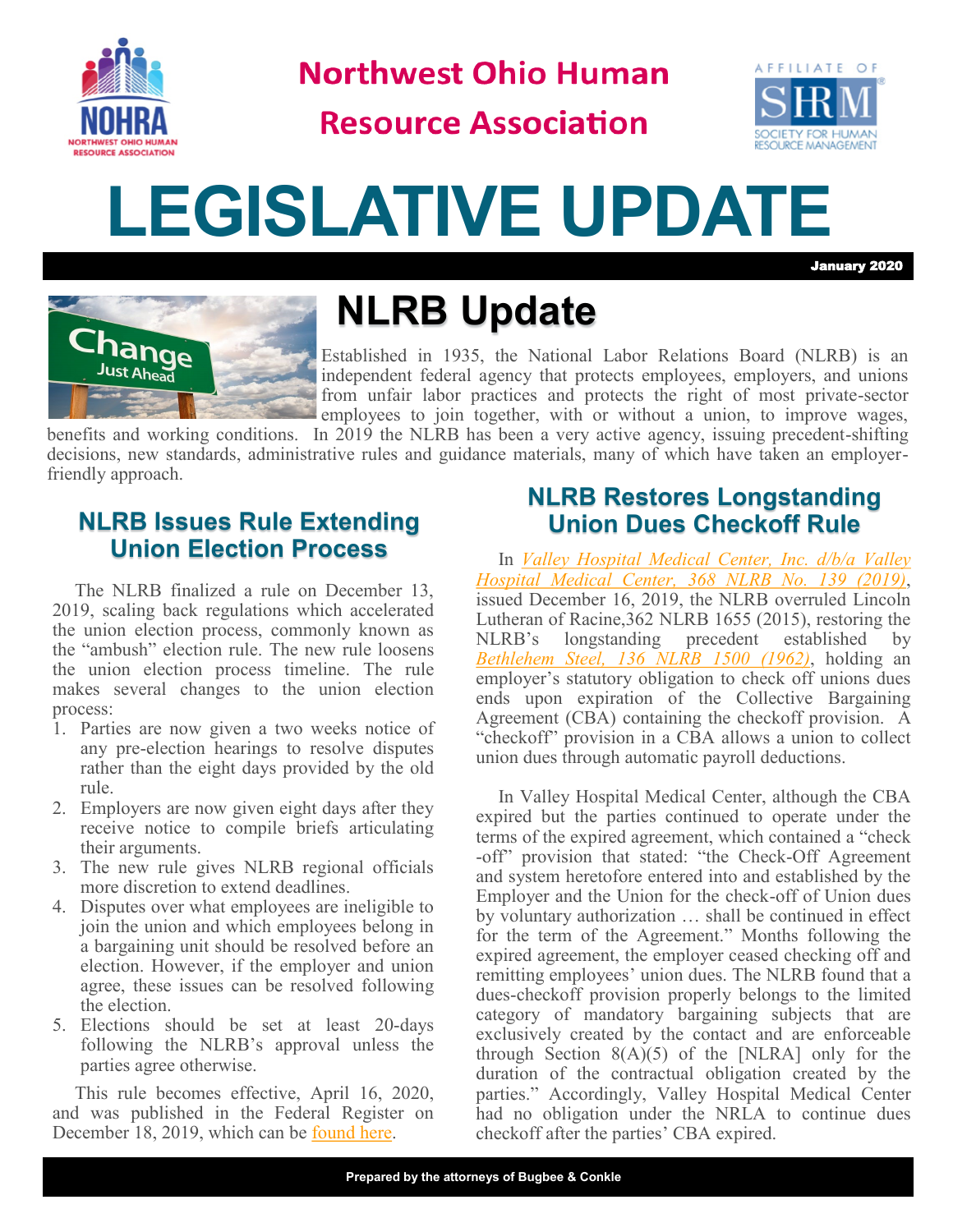# Northwest Ohio Human Resource Association

# LEGISLATIVE UPDATE

**January 2020**

## NLRB Update

Established in 1935, the National Labor Relations Board (NLRB) is an independent federal agency that protects employees, employers, and unions from unfair labor practices and protects the right of most private-sector employees to join together, with or without a union, to improve wages, benefits and working conditions. In 2019 the NLRB has been a very active agency, issuing precedent-shifting decisions, new standards, administrative rules and guidance materials, many of which have taken an employer-friendly approach.

### NLRB Issues Rule Extending Union Election Process

The NLRB finalized a rule on December 13, 2019, scaling back regulations which accelerated the union election process, commonly known as the "ambush" election rule. The new rule loosens the union election process timeline. The rule makes several changes to the union election process:

1. Parties are now given a two weeks notice of any pre-election hearings to resolve disputes rather than the eight days provided by the old rule.
2. Employers are now given eight days after they receive notice to compile briefs articulating their arguments.
3. The new rule gives NLRB regional officials more discretion to extend deadlines.
4. Disputes over what employees are ineligible to join the union and which employees belong in a bargaining unit should be resolved before an election. However, if the employer and union agree, these issues can be resolved following the election.
5. Elections should be set at least 20-days following the NLRB's approval unless the parties agree otherwise.

This rule becomes effective, April 16, 2020, and was published in the Federal Register on December 18, 2019, which can be found here.

### NLRB Restores Longstanding Union Dues Checkoff Rule

In *Valley Hospital Medical Center, Inc. d/b/a Valley Hospital Medical Center, 368 NLRB No. 139 (2019)*, issued December 16, 2019, the NLRB overruled Lincoln Lutheran of Racine,362 NLRB 1655 (2015), restoring the NLRB's longstanding precedent established by *Bethlehem Steel, 136 NLRB 1500 (1962)*, holding an employer's statutory obligation to check off unions dues ends upon expiration of the Collective Bargaining Agreement (CBA) containing the checkoff provision. A "checkoff" provision in a CBA allows a union to collect union dues through automatic payroll deductions.

In Valley Hospital Medical Center, although the CBA expired but the parties continued to operate under the terms of the expired agreement, which contained a "check -off" provision that stated: "the Check-Off Agreement and system heretofore entered into and established by the Employer and the Union for the check-off of Union dues by voluntary authorization … shall be continued in effect for the term of the Agreement." Months following the expired agreement, the employer ceased checking off and remitting employees' union dues. The NLRB found that a dues-checkoff provision properly belongs to the limited category of mandatory bargaining subjects that are exclusively created by the contact and are enforceable through Section 8(A)(5) of the [NLRA] only for the duration of the contractual obligation created by the parties." Accordingly, Valley Hospital Medical Center had no obligation under the NRLA to continue dues checkoff after the parties' CBA expired.

Prepared by the attorneys of Bugbee & Conkle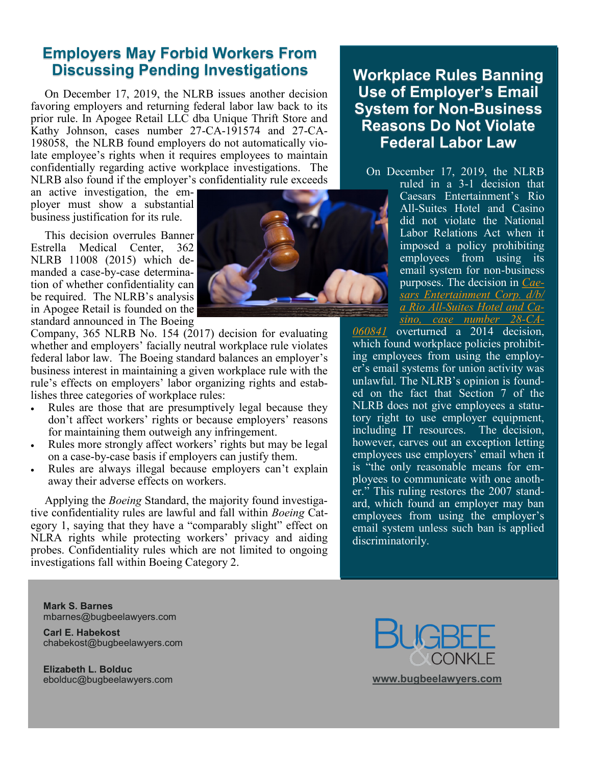## Employers May Forbid Workers From Discussing Pending Investigations

On December 17, 2019, the NLRB issues another decision favoring employers and returning federal labor law back to its prior rule. In Apogee Retail LLC dba Unique Thrift Store and Kathy Johnson, cases number 27-CA-191574 and 27-CA-198058, the NLRB found employers do not automatically violate employee's rights when it requires employees to maintain confidentially regarding active workplace investigations. The NLRB also found if the employer's confidentiality rule exceeds an active investigation, the employer must show a substantial business justification for its rule.

This decision overrules Banner Estrella Medical Center, 362 NLRB 11008 (2015) which demanded a case-by-case determination of whether confidentiality can be required. The NLRB's analysis in Apogee Retail is founded on the standard announced in The Boeing Company, 365 NLRB No. 154 (2017) decision for evaluating whether and employers' facially neutral workplace rule violates federal labor law. The Boeing standard balances an employer's business interest in maintaining a given workplace rule with the rule's effects on employers' labor organizing rights and establishes three categories of workplace rules:

- Rules are those that are presumptively legal because they don't affect workers' rights or because employers' reasons for maintaining them outweigh any infringement.
- Rules more strongly affect workers' rights but may be legal on a case-by-case basis if employers can justify them.
- Rules are always illegal because employers can't explain away their adverse effects on workers.

Applying the *Boeing* Standard, the majority found investigative confidentiality rules are lawful and fall within *Boeing* Category 1, saying that they have a "comparably slight" effect on NLRA rights while protecting workers' privacy and aiding probes. Confidentiality rules which are not limited to ongoing investigations fall within Boeing Category 2.

## Workplace Rules Banning Use of Employer's Email System for Non-Business Reasons Do Not Violate Federal Labor Law

On December 17, 2019, the NLRB ruled in a 3-1 decision that Caesars Entertainment's Rio All-Suites Hotel and Casino did not violate the National Labor Relations Act when it imposed a policy prohibiting employees from using its email system for non-business purposes. The decision in *Caesars Entertainment Corp. d/b/a Rio All-Suites Hotel and Casino, case number 28-CA-060841* overturned a 2014 decision, which found workplace policies prohibiting employees from using the employer's email systems for union activity was unlawful. The NLRB's opinion is founded on the fact that Section 7 of the NLRB does not give employees a statutory right to use employer equipment, including IT resources. The decision, however, carves out an exception letting employees use employers' email when it is "the only reasonable means for employees to communicate with one another." This ruling restores the 2007 standard, which found an employer may ban employees from using the employer's email system unless such ban is applied discriminatorily.

**Mark S. Barnes**
mbarnes@bugbeelawyers.com

**Carl E. Habekost**
chabekost@bugbeelawyers.com

**Elizabeth L. Bolduc**
ebolduc@bugbeelawyers.com

BUGBEE & CONKLE

www.bugbeelawyers.com